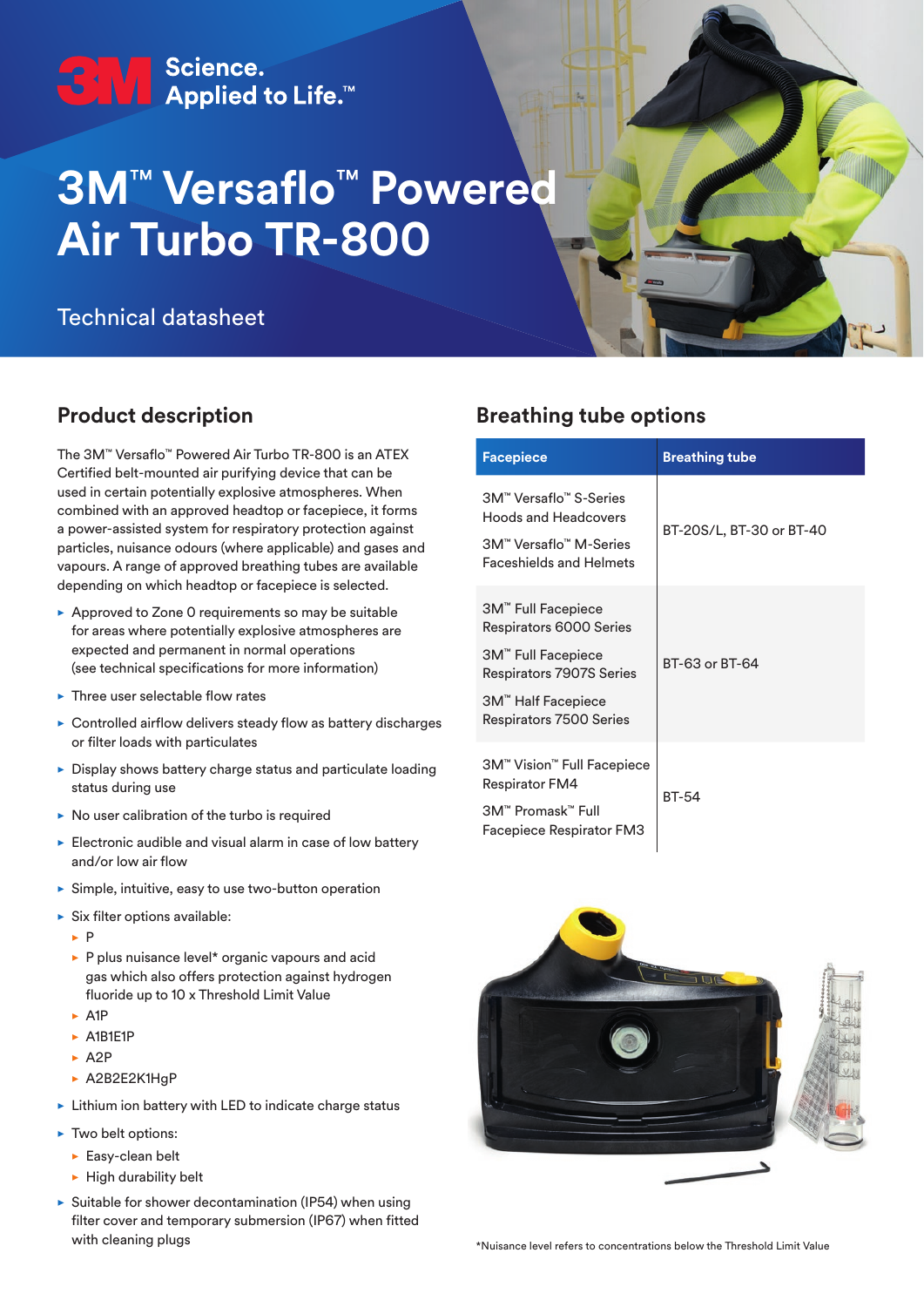3M Science. Applied to Life.™

# 3M™ Versaflo™ Powered Air Turbo TR-800

Technical datasheet

## Product description

The 3M™ Versaflo™ Powered Air Turbo TR-800 is an ATEX Certified belt-mounted air purifying device that can be used in certain potentially explosive atmospheres. When combined with an approved headtop or facepiece, it forms a power-assisted system for respiratory protection against particles, nuisance odours (where applicable) and gases and vapours. A range of approved breathing tubes are available depending on which headtop or facepiece is selected.

- Approved to Zone 0 requirements so may be suitable for areas where potentially explosive atmospheres are expected and permanent in normal operations (see technical specifications for more information)
- Three user selectable flow rates
- Controlled airflow delivers steady flow as battery discharges or filter loads with particulates
- Display shows battery charge status and particulate loading status during use
- No user calibration of the turbo is required
- Electronic audible and visual alarm in case of low battery and/or low air flow
- Simple, intuitive, easy to use two-button operation
- Six filter options available:
  - P
  - P plus nuisance level* organic vapours and acid gas which also offers protection against hydrogen fluoride up to 10 x Threshold Limit Value
  - A1P
  - A1B1E1P
  - A2P
  - A2B2E2K1HgP
- Lithium ion battery with LED to indicate charge status
- Two belt options:
  - Easy-clean belt
  - High durability belt
- Suitable for shower decontamination (IP54) when using filter cover and temporary submersion (IP67) when fitted with cleaning plugs

## Breathing tube options

| Facepiece | Breathing tube |
|---|---|
| 3M™ Versaflo™ S-Series Hoods and Headcovers<br>3M™ Versaflo™ M-Series Faceshields and Helmets | BT-20S/L, BT-30 or BT-40 |
| 3M™ Full Facepiece Respirators 6000 Series<br>3M™ Full Facepiece Respirators 7907S Series<br>3M™ Half Facepiece Respirators 7500 Series | BT-63 or BT-64 |
| 3M™ Vision™ Full Facepiece Respirator FM4<br>3M™ Promask™ Full Facepiece Respirator FM3 | BT-54 |

*Nuisance level refers to concentrations below the Threshold Limit Value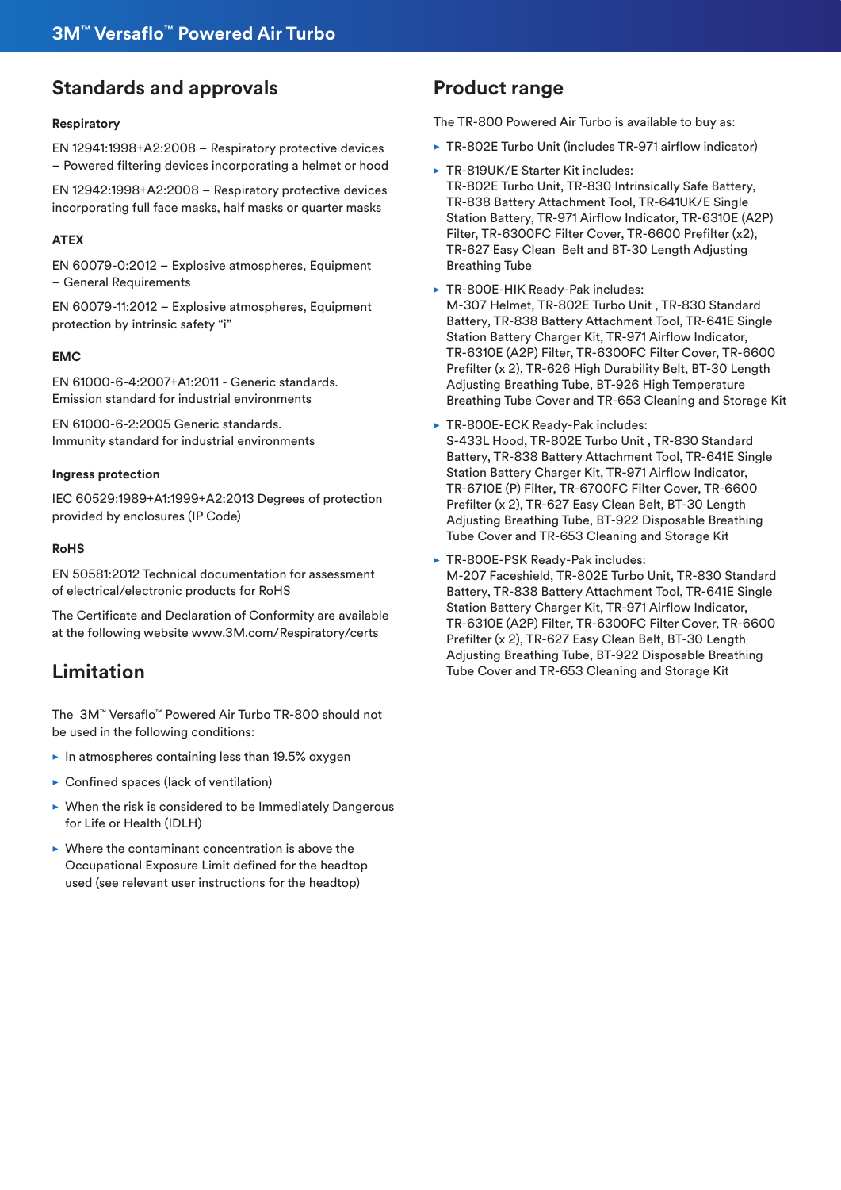## Standards and approvals

#### Respiratory

EN 12941:1998+A2:2008 – Respiratory protective devices – Powered filtering devices incorporating a helmet or hood

EN 12942:1998+A2:2008 – Respiratory protective devices incorporating full face masks, half masks or quarter masks

#### ATEX

EN 60079-0:2012 – Explosive atmospheres, Equipment – General Requirements

EN 60079-11:2012 – Explosive atmospheres, Equipment protection by intrinsic safety “i”

#### EMC

EN 61000-6-4:2007+A1:2011 - Generic standards. Emission standard for industrial environments

EN 61000-6-2:2005 Generic standards. Immunity standard for industrial environments

#### Ingress protection

IEC 60529:1989+A1:1999+A2:2013 Degrees of protection provided by enclosures (IP Code)

#### RoHS

EN 50581:2012 Technical documentation for assessment of electrical/electronic products for RoHS

The Certificate and Declaration of Conformity are available at the following website www.3M.com/Respiratory/certs

## Limitation

The 3M™ Versaflo™ Powered Air Turbo TR-800 should not be used in the following conditions:

- In atmospheres containing less than 19.5% oxygen
- Confined spaces (lack of ventilation)
- When the risk is considered to be Immediately Dangerous for Life or Health (IDLH)
- Where the contaminant concentration is above the Occupational Exposure Limit defined for the headtop used (see relevant user instructions for the headtop)

## Product range

The TR-800 Powered Air Turbo is available to buy as:

- TR-802E Turbo Unit (includes TR-971 airflow indicator)
- TR-819UK/E Starter Kit includes:
  TR-802E Turbo Unit, TR-830 Intrinsically Safe Battery, TR-838 Battery Attachment Tool, TR-641UK/E Single Station Battery, TR-971 Airflow Indicator, TR-6310E (A2P) Filter, TR-6300FC Filter Cover, TR-6600 Prefilter (x2), TR-627 Easy Clean Belt and BT-30 Length Adjusting Breathing Tube
- TR-800E-HIK Ready-Pak includes:
  M-307 Helmet, TR-802E Turbo Unit , TR-830 Standard Battery, TR-838 Battery Attachment Tool, TR-641E Single Station Battery Charger Kit, TR-971 Airflow Indicator, TR-6310E (A2P) Filter, TR-6300FC Filter Cover, TR-6600 Prefilter (x 2), TR-626 High Durability Belt, BT-30 Length Adjusting Breathing Tube, BT-926 High Temperature Breathing Tube Cover and TR-653 Cleaning and Storage Kit
- TR-800E-ECK Ready-Pak includes:
  S-433L Hood, TR-802E Turbo Unit , TR-830 Standard Battery, TR-838 Battery Attachment Tool, TR-641E Single Station Battery Charger Kit, TR-971 Airflow Indicator, TR-6710E (P) Filter, TR-6700FC Filter Cover, TR-6600 Prefilter (x 2), TR-627 Easy Clean Belt, BT-30 Length Adjusting Breathing Tube, BT-922 Disposable Breathing Tube Cover and TR-653 Cleaning and Storage Kit
- TR-800E-PSK Ready-Pak includes:
  M-207 Faceshield, TR-802E Turbo Unit, TR-830 Standard Battery, TR-838 Battery Attachment Tool, TR-641E Single Station Battery Charger Kit, TR-971 Airflow Indicator, TR-6310E (A2P) Filter, TR-6300FC Filter Cover, TR-6600 Prefilter (x 2), TR-627 Easy Clean Belt, BT-30 Length Adjusting Breathing Tube, BT-922 Disposable Breathing Tube Cover and TR-653 Cleaning and Storage Kit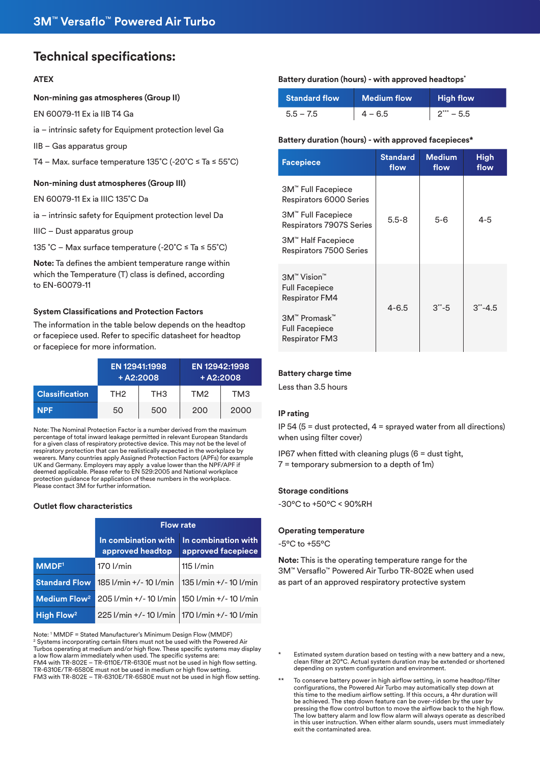## Technical specifications:

### ATEX

**Non-mining gas atmospheres (Group II)**

EN 60079-11 Ex ia IIB T4 Ga

ia – intrinsic safety for Equipment protection level Ga

IIB – Gas apparatus group

T4 – Max. surface temperature 135°C (-20°C ≤ Ta ≤ 55°C)

**Non-mining dust atmospheres (Group III)**

EN 60079-11 Ex ia IIIC 135°C Da

ia – intrinsic safety for Equipment protection level Da

IIIC – Dust apparatus group

135 °C – Max surface temperature (-20°C ≤ Ta ≤ 55°C)

**Note:** Ta defines the ambient temperature range within which the Temperature (T) class is defined, according to EN-60079-11

### System Classifications and Protection Factors

The information in the table below depends on the headtop or facepiece used. Refer to specific datasheet for headtop or facepiece for more information.

| | EN 12941:1998 + A2:2008 | | EN 12942:1998 + A2:2008 | |
|---|---|---|---|---|
| **Classification** | TH2 | TH3 | TM2 | TM3 |
| **NPF** | 50 | 500 | 200 | 2000 |

Note: The Nominal Protection Factor is a number derived from the maximum percentage of total inward leakage permitted in relevant European Standards for a given class of respiratory protective device. This may not be the level of respiratory protection that can be realistically expected in the workplace by wearers. Many countries apply Assigned Protection Factors (APFs) for example UK and Germany. Employers may apply a value lower than the NPF/APF if deemed applicable. Please refer to EN 529:2005 and National workplace protection guidance for application of these numbers in the workplace. Please contact 3M for further information.

### Outlet flow characteristics

| | Flow rate | |
|---|---|---|
| | In combination with approved headtop | In combination with approved facepiece |
| **MMDF**[1] | 170 l/min | 115 l/min |
| **Standard Flow** | 185 l/min +/- 10 l/min | 135 l/min +/- 10 l/min |
| **Medium Flow**[2] | 205 l/min +/- 10 l/min | 150 l/min +/- 10 l/min |
| **High Flow**[2] | 225 l/min +/- 10 l/min | 170 l/min +/- 10 l/min |

Note: [1] MMDF = Stated Manufacturer's Minimum Design Flow (MMDF)
[2] Systems incorporating certain filters must not be used with the Powered Air Turbos operating at medium and/or high flow. These specific systems may display a low flow alarm immediately when used. The specific systems are:
FM4 with TR-802E – TR-6110E/TR-6130E must not be used in high flow setting.
TR-6310E/TR-6580E must not be used in medium or high flow setting.
FM3 with TR-802E – TR-6310E/TR-6580E must not be used in high flow setting.

### Battery duration (hours) - with approved headtops*

| Standard flow | Medium flow | High flow |
|---|---|---|
| 5.5 – 7.5 | 4 – 6.5 | 2*** – 5.5 |

### Battery duration (hours) - with approved facepieces*

| Facepiece | Standard flow | Medium flow | High flow |
|---|---|---|---|
| 3M™ Full Facepiece Respirators 6000 Series<br>3M™ Full Facepiece Respirators 7907S Series<br>3M™ Half Facepiece Respirators 7500 Series | 5.5-8 | 5-6 | 4-5 |
| 3M™ Vision™ Full Facepiece Respirator FM4<br>3M™ Promask™ Full Facepiece Respirator FM3 | 4-6.5 | 3**-5 | 3**-4.5 |

### Battery charge time

Less than 3.5 hours

### IP rating

IP 54 (5 = dust protected, 4 = sprayed water from all directions) when using filter cover)

IP67 when fitted with cleaning plugs (6 = dust tight, 7 = temporary submersion to a depth of 1m)

### Storage conditions

-30°C to +50°C < 90%RH

### Operating temperature

-5°C to +55°C

**Note:** This is the operating temperature range for the 3M™ Versaflo™ Powered Air Turbo TR-802E when used as part of an approved respiratory protective system

\* Estimated system duration based on testing with a new battery and a new, clean filter at 20°C. Actual system duration may be extended or shortened depending on system configuration and environment.

** To conserve battery power in high airflow setting, in some headtop/filter configurations, the Powered Air Turbo may automatically step down at this time to the medium airflow setting. If this occurs, a 4hr duration will be achieved. The step down feature can be over-ridden by the user by pressing the flow control button to move the airflow back to the high flow. The low battery alarm and low flow alarm will always operate as described in this user instruction. When either alarm sounds, users must immediately exit the contaminated area.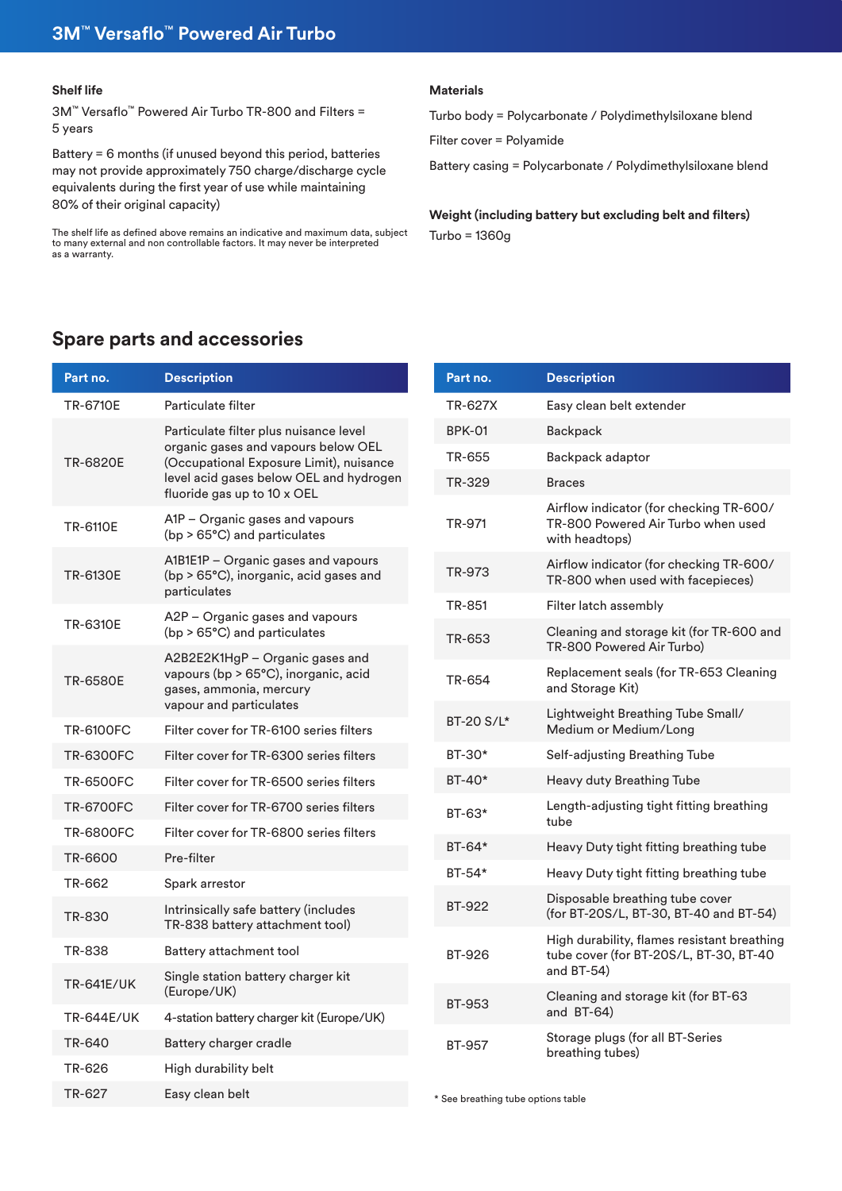# 3M™ Versaflo™ Powered Air Turbo

### Shelf life

3M™ Versaflo™ Powered Air Turbo TR-800 and Filters = 5 years

Battery = 6 months (if unused beyond this period, batteries may not provide approximately 750 charge/discharge cycle equivalents during the first year of use while maintaining 80% of their original capacity)

The shelf life as defined above remains an indicative and maximum data, subject to many external and non controllable factors. It may never be interpreted as a warranty.

### Materials

Turbo body = Polycarbonate / Polydimethylsiloxane blend

Filter cover = Polyamide

Battery casing = Polycarbonate / Polydimethylsiloxane blend

### Weight (including battery but excluding belt and filters)

Turbo = 1360g

## Spare parts and accessories

| Part no. | Description |
|---|---|
| TR-6710E | Particulate filter |
| TR-6820E | Particulate filter plus nuisance level organic gases and vapours below OEL (Occupational Exposure Limit), nuisance level acid gases below OEL and hydrogen fluoride gas up to 10 x OEL |
| TR-6110E | A1P – Organic gases and vapours (bp > 65°C) and particulates |
| TR-6130E | A1B1E1P – Organic gases and vapours (bp > 65°C), inorganic, acid gases and particulates |
| TR-6310E | A2P – Organic gases and vapours (bp > 65°C) and particulates |
| TR-6580E | A2B2E2K1HgP – Organic gases and vapours (bp > 65°C), inorganic, acid gases, ammonia, mercury vapour and particulates |
| TR-6100FC | Filter cover for TR-6100 series filters |
| TR-6300FC | Filter cover for TR-6300 series filters |
| TR-6500FC | Filter cover for TR-6500 series filters |
| TR-6700FC | Filter cover for TR-6700 series filters |
| TR-6800FC | Filter cover for TR-6800 series filters |
| TR-6600 | Pre-filter |
| TR-662 | Spark arrestor |
| TR-830 | Intrinsically safe battery (includes TR-838 battery attachment tool) |
| TR-838 | Battery attachment tool |
| TR-641E/UK | Single station battery charger kit (Europe/UK) |
| TR-644E/UK | 4-station battery charger kit (Europe/UK) |
| TR-640 | Battery charger cradle |
| TR-626 | High durability belt |
| TR-627 | Easy clean belt |

| Part no. | Description |
|---|---|
| TR-627X | Easy clean belt extender |
| BPK-01 | Backpack |
| TR-655 | Backpack adaptor |
| TR-329 | Braces |
| TR-971 | Airflow indicator (for checking TR-600/ TR-800 Powered Air Turbo when used with headtops) |
| TR-973 | Airflow indicator (for checking TR-600/ TR-800 when used with facepieces) |
| TR-851 | Filter latch assembly |
| TR-653 | Cleaning and storage kit (for TR-600 and TR-800 Powered Air Turbo) |
| TR-654 | Replacement seals (for TR-653 Cleaning and Storage Kit) |
| BT-20 S/L* | Lightweight Breathing Tube Small/ Medium or Medium/Long |
| BT-30* | Self-adjusting Breathing Tube |
| BT-40* | Heavy duty Breathing Tube |
| BT-63* | Length-adjusting tight fitting breathing tube |
| BT-64* | Heavy Duty tight fitting breathing tube |
| BT-54* | Heavy Duty tight fitting breathing tube |
| BT-922 | Disposable breathing tube cover (for BT-20S/L, BT-30, BT-40 and BT-54) |
| BT-926 | High durability, flames resistant breathing tube cover (for BT-20S/L, BT-30, BT-40 and BT-54) |
| BT-953 | Cleaning and storage kit (for BT-63 and BT-64) |
| BT-957 | Storage plugs (for all BT-Series breathing tubes) |

\* See breathing tube options table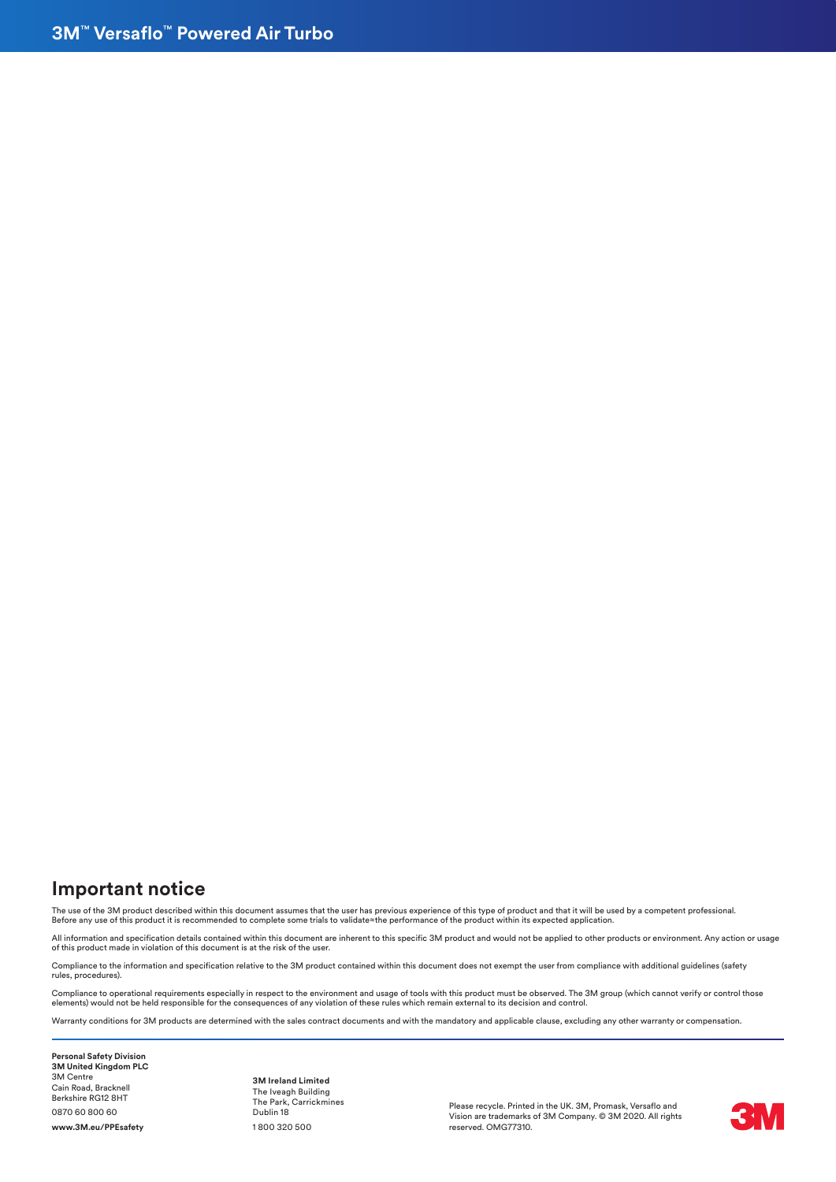## Important notice

The use of the 3M product described within this document assumes that the user has previous experience of this type of product and that it will be used by a competent professional. Before any use of this product it is recommended to complete some trials to validate=the performance of the product within its expected application.

All information and specification details contained within this document are inherent to this specific 3M product and would not be applied to other products or environment. Any action or usage of this product made in violation of this document is at the risk of the user.

Compliance to the information and specification relative to the 3M product contained within this document does not exempt the user from compliance with additional guidelines (safety rules, procedures).

Compliance to operational requirements especially in respect to the environment and usage of tools with this product must be observed. The 3M group (which cannot verify or control those elements) would not be held responsible for the consequences of any violation of these rules which remain external to its decision and control.

Warranty conditions for 3M products are determined with the sales contract documents and with the mandatory and applicable clause, excluding any other warranty or compensation.

**Personal Safety Division**
**3M United Kingdom PLC**
3M Centre
Cain Road, Bracknell
Berkshire RG12 8HT
0870 60 800 60
**www.3M.eu/PPEsafety**

**3M Ireland Limited**
The Iveagh Building
The Park, Carrickmines
Dublin 18
1 800 320 500

Please recycle. Printed in the UK. 3M, Promask, Versaflo and Vision are trademarks of 3M Company. © 3M 2020. All rights reserved. OMG77310.